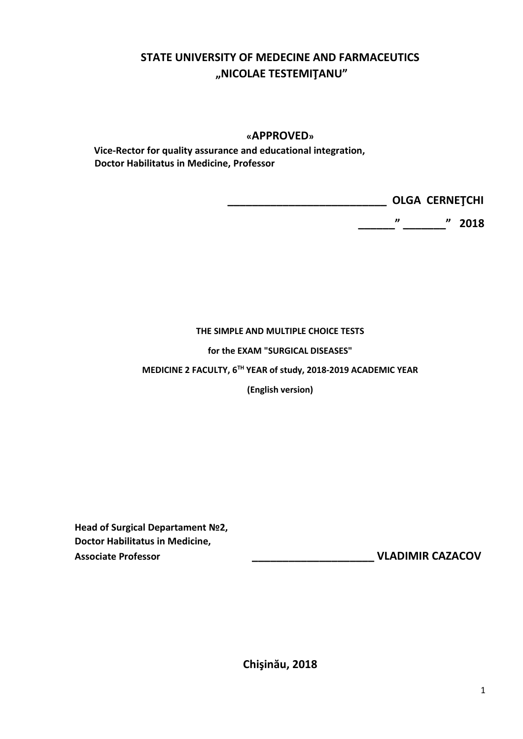# STATE UNIVERSITY OF MEDECINE AND FARMACEUTICS „NICOLAE TESTEMIŢANU”

**«APPROVED»**

**Vice-Rector for quality assurance and educational integration,**
**Doctor Habilitatus in Medicine, Professor**

**___________________________ OLGA CERNEŢCHI**

**______” _______” 2018**

**THE SIMPLE AND MULTIPLE CHOICE TESTS**

**for the EXAM "SURGICAL DISEASES"**

**MEDICINE 2 FACULTY, 6TH YEAR of study, 2018-2019 ACADEMIC YEAR**

**(English version)**

**Head of Surgical Departament №2,**
**Doctor Habilitatus in Medicine,**
**Associate Professor** **_____________________ VLADIMIR CAZACOV**

**Chişinău, 2018**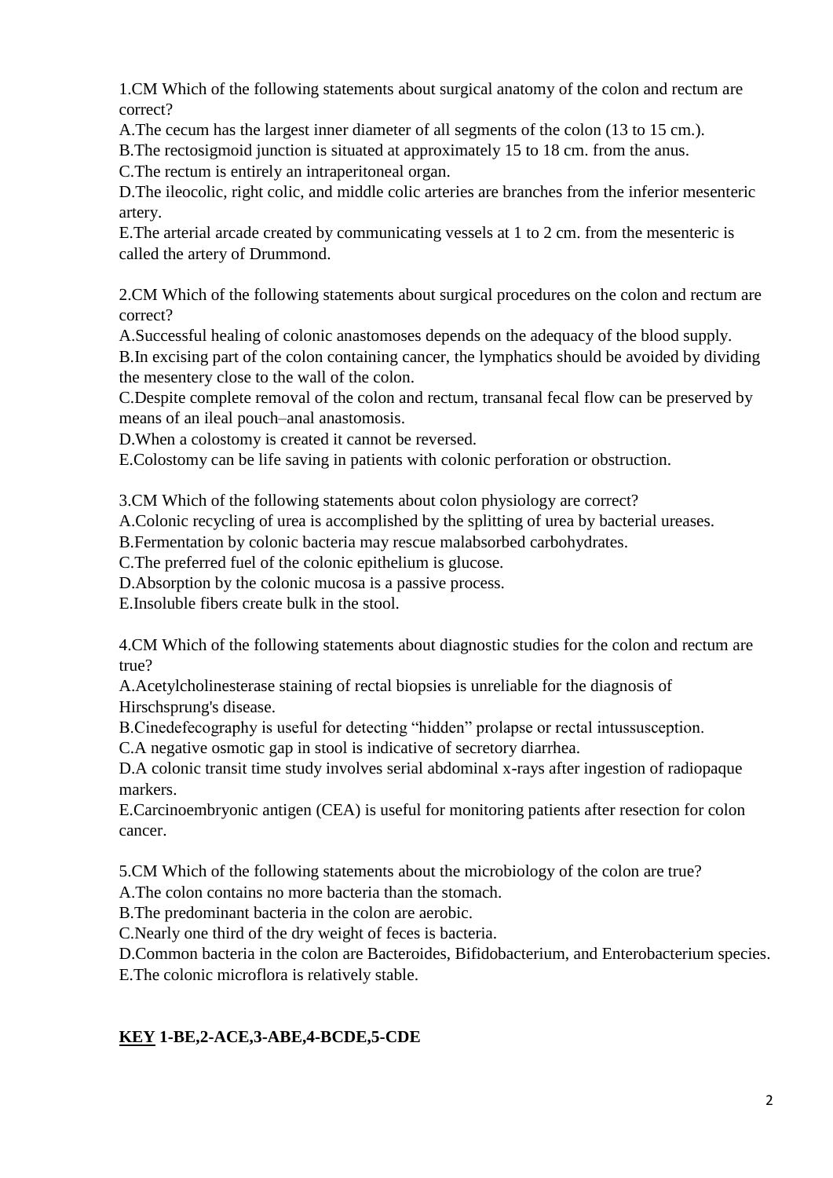1.CM Which of the following statements about surgical anatomy of the colon and rectum are correct?

A.The cecum has the largest inner diameter of all segments of the colon (13 to 15 cm.).

B.The rectosigmoid junction is situated at approximately 15 to 18 cm. from the anus.

C.The rectum is entirely an intraperitoneal organ.

D.The ileocolic, right colic, and middle colic arteries are branches from the inferior mesenteric artery.

E.The arterial arcade created by communicating vessels at 1 to 2 cm. from the mesenteric is called the artery of Drummond.

2.CM Which of the following statements about surgical procedures on the colon and rectum are correct?

A.Successful healing of colonic anastomoses depends on the adequacy of the blood supply.

B.In excising part of the colon containing cancer, the lymphatics should be avoided by dividing the mesentery close to the wall of the colon.

C.Despite complete removal of the colon and rectum, transanal fecal flow can be preserved by means of an ileal pouch–anal anastomosis.

D.When a colostomy is created it cannot be reversed.

E.Colostomy can be life saving in patients with colonic perforation or obstruction.

3.CM Which of the following statements about colon physiology are correct?

A.Colonic recycling of urea is accomplished by the splitting of urea by bacterial ureases.

B.Fermentation by colonic bacteria may rescue malabsorbed carbohydrates.

C.The preferred fuel of the colonic epithelium is glucose.

D.Absorption by the colonic mucosa is a passive process.

E.Insoluble fibers create bulk in the stool.

4.CM Which of the following statements about diagnostic studies for the colon and rectum are true?

A.Acetylcholinesterase staining of rectal biopsies is unreliable for the diagnosis of Hirschsprung's disease.

B.Cinedefecography is useful for detecting "hidden" prolapse or rectal intussusception.

C.A negative osmotic gap in stool is indicative of secretory diarrhea.

D.A colonic transit time study involves serial abdominal x-rays after ingestion of radiopaque markers.

E.Carcinoembryonic antigen (CEA) is useful for monitoring patients after resection for colon cancer.

5.CM Which of the following statements about the microbiology of the colon are true?

A.The colon contains no more bacteria than the stomach.

B.The predominant bacteria in the colon are aerobic.

C.Nearly one third of the dry weight of feces is bacteria.

D.Common bacteria in the colon are Bacteroides, Bifidobacterium, and Enterobacterium species.

E.The colonic microflora is relatively stable.

**KEY 1-BE,2-ACE,3-ABE,4-BCDE,5-CDE**